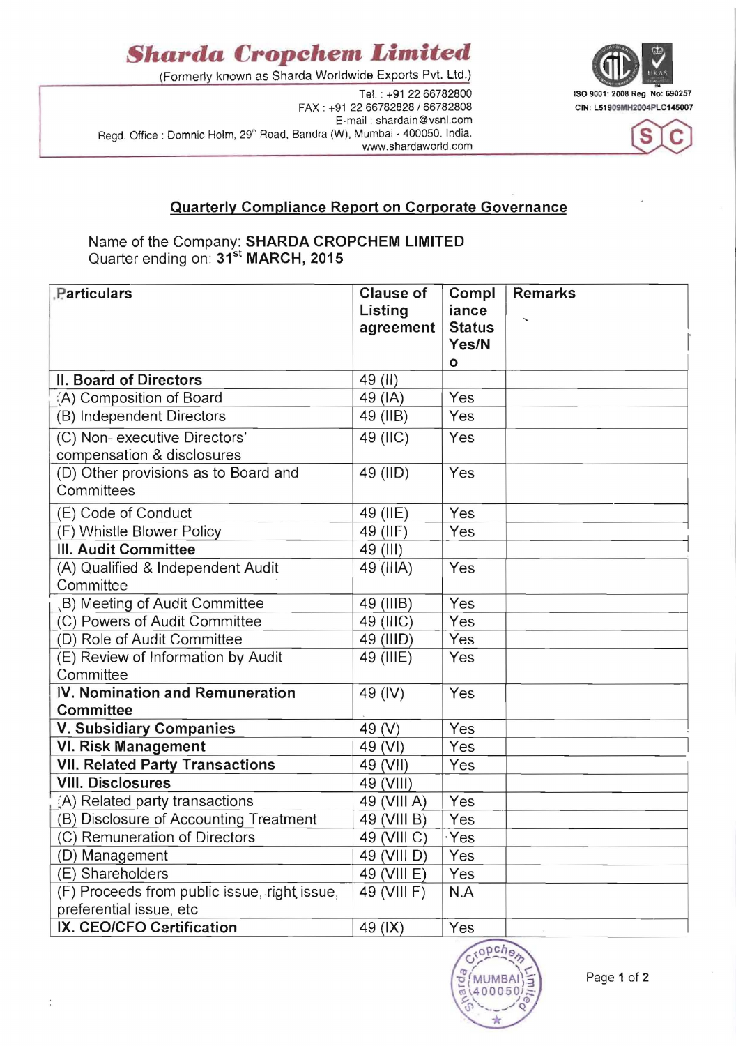# Sharda Cropchem Limited

(Formerly known as Sharda Worldwide Exports Pvt. Ltd.)

Tel. : +91 22 66782800
FAX : +91 22 66782828 / 66782808
E-mail : shardain@vsnl.com
Regd. Office : Domnic Holm, 29th Road, Bandra (W), Mumbai - 400050. India.
www.shardaworld.com

ISO 9001: 2008 Reg. No: 690257
CIN: L51909MH2004PLC145007

## Quarterly Compliance Report on Corporate Governance

Name of the Company: **SHARDA CROPCHEM LIMITED**
Quarter ending on: **31st MARCH, 2015**

| Particulars | Clause of Listing agreement | Compliance Status Yes/No | Remarks |
|---|---|---|---|
| **II. Board of Directors** | 49 (II) | | |
| (A) Composition of Board | 49 (IA) | Yes | |
| (B) Independent Directors | 49 (IIB) | Yes | |
| (C) Non- executive Directors' compensation & disclosures | 49 (IIC) | Yes | |
| (D) Other provisions as to Board and Committees | 49 (IID) | Yes | |
| (E) Code of Conduct | 49 (IIE) | Yes | |
| (F) Whistle Blower Policy | 49 (IIF) | Yes | |
| **III. Audit Committee** | 49 (III) | | |
| (A) Qualified & Independent Audit Committee | 49 (IIIA) | Yes | |
| (B) Meeting of Audit Committee | 49 (IIIB) | Yes | |
| (C) Powers of Audit Committee | 49 (IIIC) | Yes | |
| (D) Role of Audit Committee | 49 (IIID) | Yes | |
| (E) Review of Information by Audit Committee | 49 (IIIE) | Yes | |
| **IV. Nomination and Remuneration Committee** | 49 (IV) | Yes | |
| **V. Subsidiary Companies** | 49 (V) | Yes | |
| **VI. Risk Management** | 49 (VI) | Yes | |
| **VII. Related Party Transactions** | 49 (VII) | Yes | |
| **VIII. Disclosures** | 49 (VIII) | | |
| (A) Related party transactions | 49 (VIII A) | Yes | |
| (B) Disclosure of Accounting Treatment | 49 (VIII B) | Yes | |
| (C) Remuneration of Directors | 49 (VIII C) | Yes | |
| (D) Management | 49 (VIII D) | Yes | |
| (E) Shareholders | 49 (VIII E) | Yes | |
| (F) Proceeds from public issue, right issue, preferential issue, etc | 49 (VIII F) | N.A | |
| **IX. CEO/CFO Certification** | 49 (IX) | Yes | |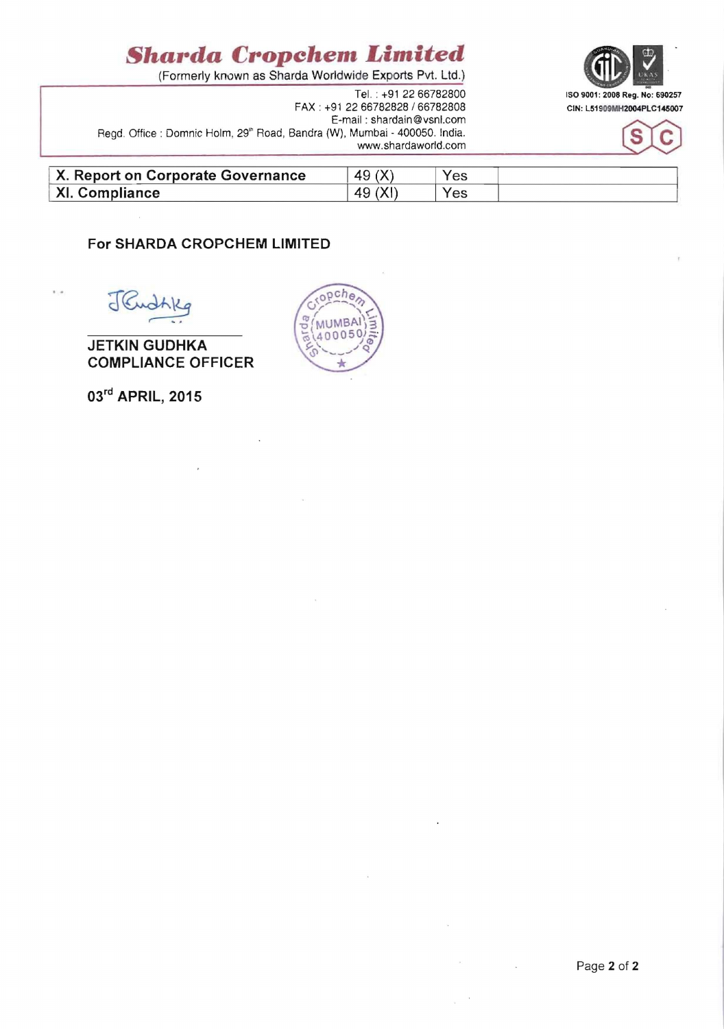# Sharda Cropchem Limited

(Formerly known as Sharda Worldwide Exports Pvt. Ltd.)

Tel. : +91 22 66782800
FAX : +91 22 66782828 / 66782808
E-mail : shardain@vsnl.com
Regd. Office : Domnic Holm, 29th Road, Bandra (W), Mumbai - 400050. India.
www.shardaworld.com

ISO 9001: 2008 Reg. No: 690257
CIN: L51909MH2004PLC145007

| | | | |
|---|---|---|---|
| X. Report on Corporate Governance | 49 (X) | Yes | |
| XI. Compliance | 49 (XI) | Yes | |

**For SHARDA CROPCHEM LIMITED**

**JETKIN GUDHKA**
**COMPLIANCE OFFICER**

**03rd APRIL, 2015**